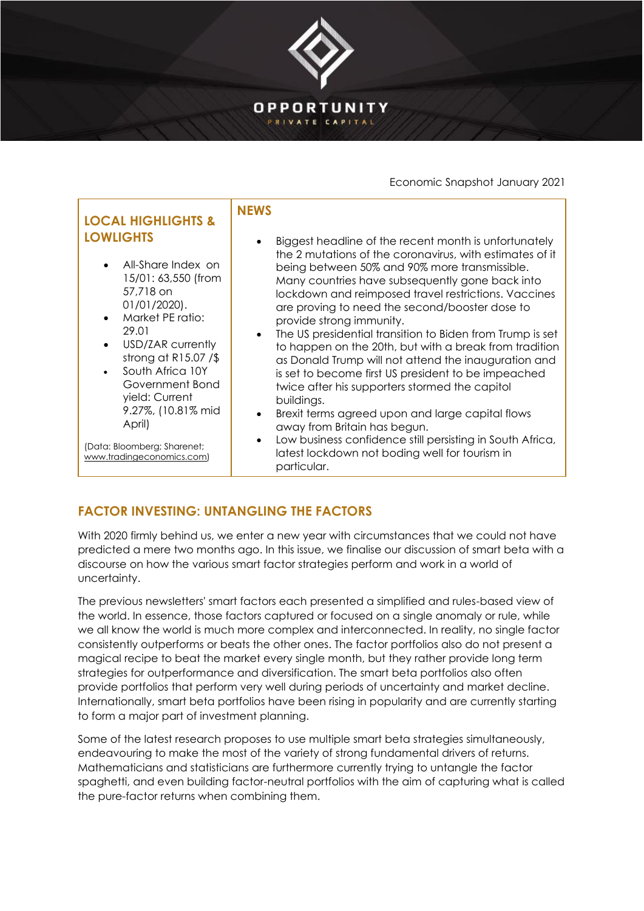OPPORTUNITY

PRIVATE CAPITAL

Economic Snapshot January 2021

## LOCAL HIGHLIGHTS & LOWLIGHTS

- All-Share Index on 15/01: 63,550 (from 57,718 on 01/01/2020).
- Market PE ratio: 29.01
- USD/ZAR currently strong at R15.07 /$
- South Africa 10Y Government Bond yield: Current 9.27%, (10.81% mid April)

(Data: Bloomberg; Sharenet; www.tradingeconomics.com)

## NEWS

- Biggest headline of the recent month is unfortunately the 2 mutations of the coronavirus, with estimates of it being between 50% and 90% more transmissible. Many countries have subsequently gone back into lockdown and reimposed travel restrictions. Vaccines are proving to need the second/booster dose to provide strong immunity.
- The US presidential transition to Biden from Trump is set to happen on the 20th, but with a break from tradition as Donald Trump will not attend the inauguration and is set to become first US president to be impeached twice after his supporters stormed the capitol buildings.
- Brexit terms agreed upon and large capital flows away from Britain has begun.
- Low business confidence still persisting in South Africa, latest lockdown not boding well for tourism in particular.

## FACTOR INVESTING: UNTANGLING THE FACTORS

With 2020 firmly behind us, we enter a new year with circumstances that we could not have predicted a mere two months ago. In this issue, we finalise our discussion of smart beta with a discourse on how the various smart factor strategies perform and work in a world of uncertainty.

The previous newsletters' smart factors each presented a simplified and rules-based view of the world. In essence, those factors captured or focused on a single anomaly or rule, while we all know the world is much more complex and interconnected. In reality, no single factor consistently outperforms or beats the other ones. The factor portfolios also do not present a magical recipe to beat the market every single month, but they rather provide long term strategies for outperformance and diversification. The smart beta portfolios also often provide portfolios that perform very well during periods of uncertainty and market decline. Internationally, smart beta portfolios have been rising in popularity and are currently starting to form a major part of investment planning.

Some of the latest research proposes to use multiple smart beta strategies simultaneously, endeavouring to make the most of the variety of strong fundamental drivers of returns. Mathematicians and statisticians are furthermore currently trying to untangle the factor spaghetti, and even building factor-neutral portfolios with the aim of capturing what is called the pure-factor returns when combining them.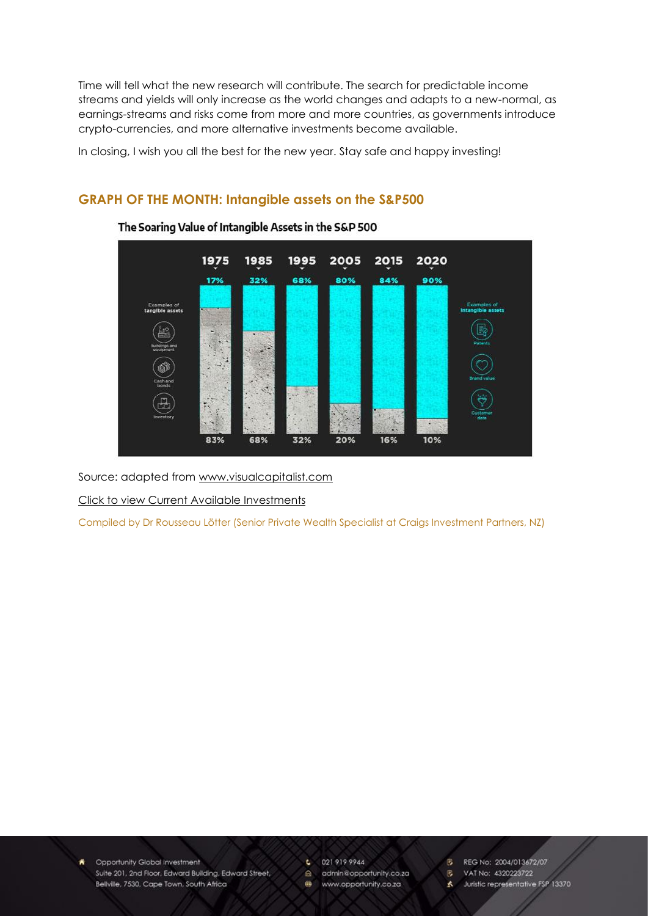Time will tell what the new research will contribute. The search for predictable income streams and yields will only increase as the world changes and adapts to a new-normal, as earnings-streams and risks come from more and more countries, as governments introduce crypto-currencies, and more alternative investments become available.

In closing, I wish you all the best for the new year. Stay safe and happy investing!

## GRAPH OF THE MONTH: Intangible assets on the S&P500

The Soaring Value of Intangible Assets in the S&P 500

1975 1985 1995 2005 2015 2020

17% 32% 68% 80% 84% 90%

Examples of tangible assets

Buildings and equipment

Cash and bonds

Inventory

Examples of intangible assets

Patents

Brand value

Customer data

83% 68% 32% 20% 16% 10%

Source: adapted from www.visualcapitalist.com

Click to view Current Available Investments

Compiled by Dr Rousseau Lötter (Senior Private Wealth Specialist at Craigs Investment Partners, NZ)

Opportunity Global Investment
Suite 201, 2nd Floor, Edward Building, Edward Street, Bellville, 7530, Cape Town, South Africa

021 919 9944
admin@opportunity.co.za
www.opportunity.co.za

REG No: 2004/013672/07
VAT No: 4320223722
Juristic representative FSP 13370